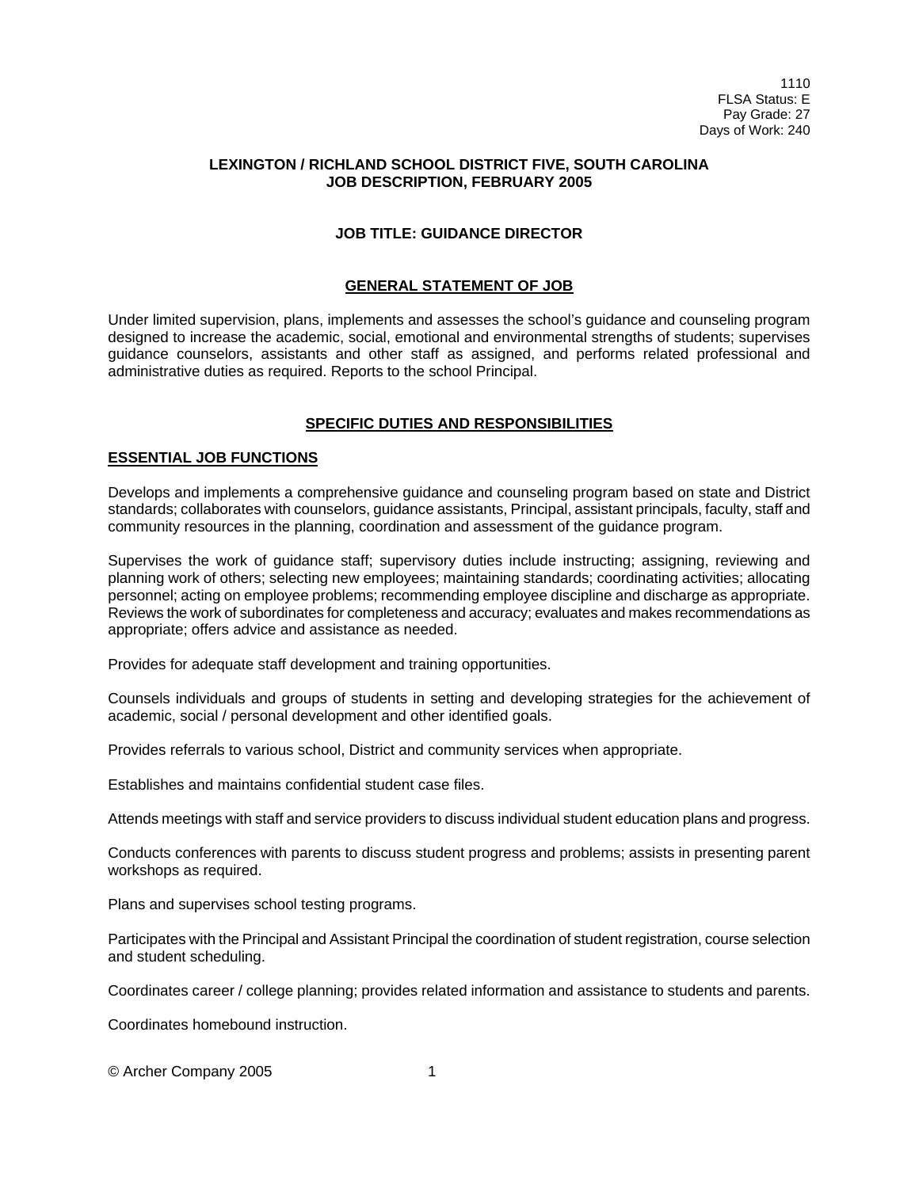1110
FLSA Status: E
Pay Grade: 27
Days of Work: 240

**LEXINGTON / RICHLAND SCHOOL DISTRICT FIVE, SOUTH CAROLINA**
**JOB DESCRIPTION, FEBRUARY 2005**

# JOB TITLE: GUIDANCE DIRECTOR

## GENERAL STATEMENT OF JOB

Under limited supervision, plans, implements and assesses the school's guidance and counseling program designed to increase the academic, social, emotional and environmental strengths of students; supervises guidance counselors, assistants and other staff as assigned, and performs related professional and administrative duties as required. Reports to the school Principal.

## SPECIFIC DUTIES AND RESPONSIBILITIES

### ESSENTIAL JOB FUNCTIONS

Develops and implements a comprehensive guidance and counseling program based on state and District standards; collaborates with counselors, guidance assistants, Principal, assistant principals, faculty, staff and community resources in the planning, coordination and assessment of the guidance program.

Supervises the work of guidance staff; supervisory duties include instructing; assigning, reviewing and planning work of others; selecting new employees; maintaining standards; coordinating activities; allocating personnel; acting on employee problems; recommending employee discipline and discharge as appropriate. Reviews the work of subordinates for completeness and accuracy; evaluates and makes recommendations as appropriate; offers advice and assistance as needed.

Provides for adequate staff development and training opportunities.

Counsels individuals and groups of students in setting and developing strategies for the achievement of academic, social / personal development and other identified goals.

Provides referrals to various school, District and community services when appropriate.

Establishes and maintains confidential student case files.

Attends meetings with staff and service providers to discuss individual student education plans and progress.

Conducts conferences with parents to discuss student progress and problems; assists in presenting parent workshops as required.

Plans and supervises school testing programs.

Participates with the Principal and Assistant Principal the coordination of student registration, course selection and student scheduling.

Coordinates career / college planning; provides related information and assistance to students and parents.

Coordinates homebound instruction.

© Archer Company 2005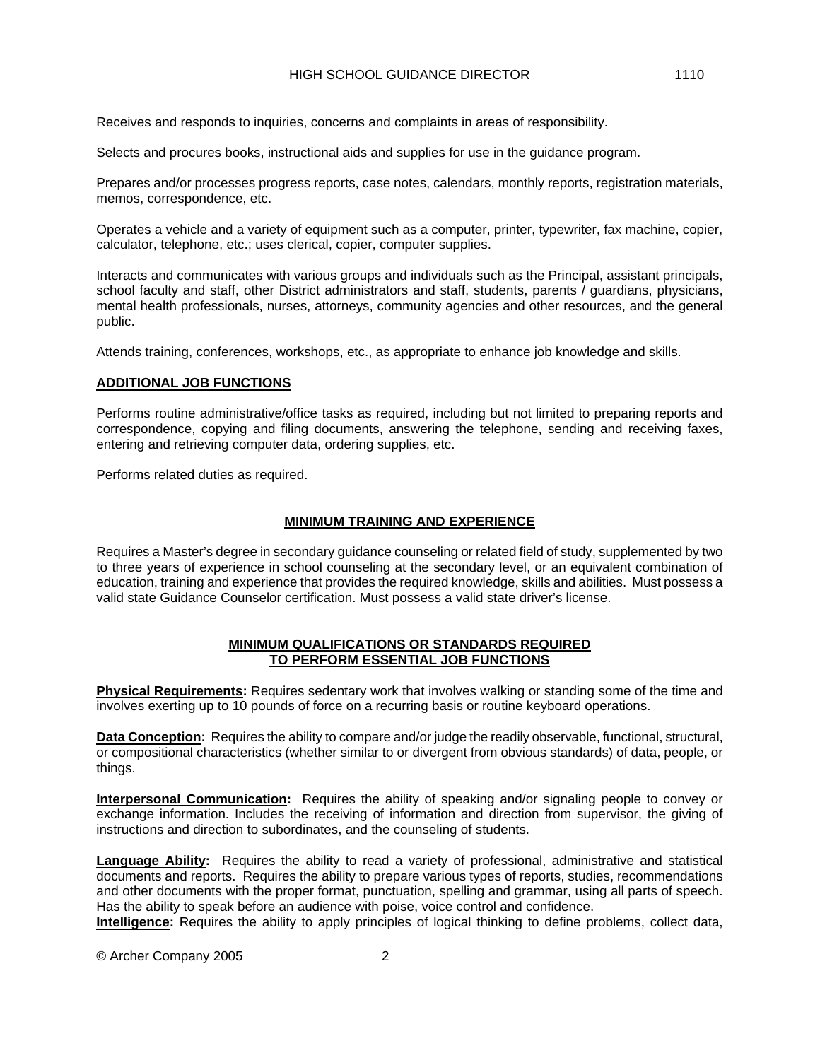Receives and responds to inquiries, concerns and complaints in areas of responsibility.

Selects and procures books, instructional aids and supplies for use in the guidance program.

Prepares and/or processes progress reports, case notes, calendars, monthly reports, registration materials, memos, correspondence, etc.

Operates a vehicle and a variety of equipment such as a computer, printer, typewriter, fax machine, copier, calculator, telephone, etc.; uses clerical, copier, computer supplies.

Interacts and communicates with various groups and individuals such as the Principal, assistant principals, school faculty and staff, other District administrators and staff, students, parents / guardians, physicians, mental health professionals, nurses, attorneys, community agencies and other resources, and the general public.

Attends training, conferences, workshops, etc., as appropriate to enhance job knowledge and skills.

## ADDITIONAL JOB FUNCTIONS

Performs routine administrative/office tasks as required, including but not limited to preparing reports and correspondence, copying and filing documents, answering the telephone, sending and receiving faxes, entering and retrieving computer data, ordering supplies, etc.

Performs related duties as required.

## MINIMUM TRAINING AND EXPERIENCE

Requires a Master's degree in secondary guidance counseling or related field of study, supplemented by two to three years of experience in school counseling at the secondary level, or an equivalent combination of education, training and experience that provides the required knowledge, skills and abilities. Must possess a valid state Guidance Counselor certification. Must possess a valid state driver's license.

## MINIMUM QUALIFICATIONS OR STANDARDS REQUIRED TO PERFORM ESSENTIAL JOB FUNCTIONS

**Physical Requirements:** Requires sedentary work that involves walking or standing some of the time and involves exerting up to 10 pounds of force on a recurring basis or routine keyboard operations.

**Data Conception:** Requires the ability to compare and/or judge the readily observable, functional, structural, or compositional characteristics (whether similar to or divergent from obvious standards) of data, people, or things.

**Interpersonal Communication:** Requires the ability of speaking and/or signaling people to convey or exchange information. Includes the receiving of information and direction from supervisor, the giving of instructions and direction to subordinates, and the counseling of students.

**Language Ability:** Requires the ability to read a variety of professional, administrative and statistical documents and reports. Requires the ability to prepare various types of reports, studies, recommendations and other documents with the proper format, punctuation, spelling and grammar, using all parts of speech. Has the ability to speak before an audience with poise, voice control and confidence.

**Intelligence:** Requires the ability to apply principles of logical thinking to define problems, collect data,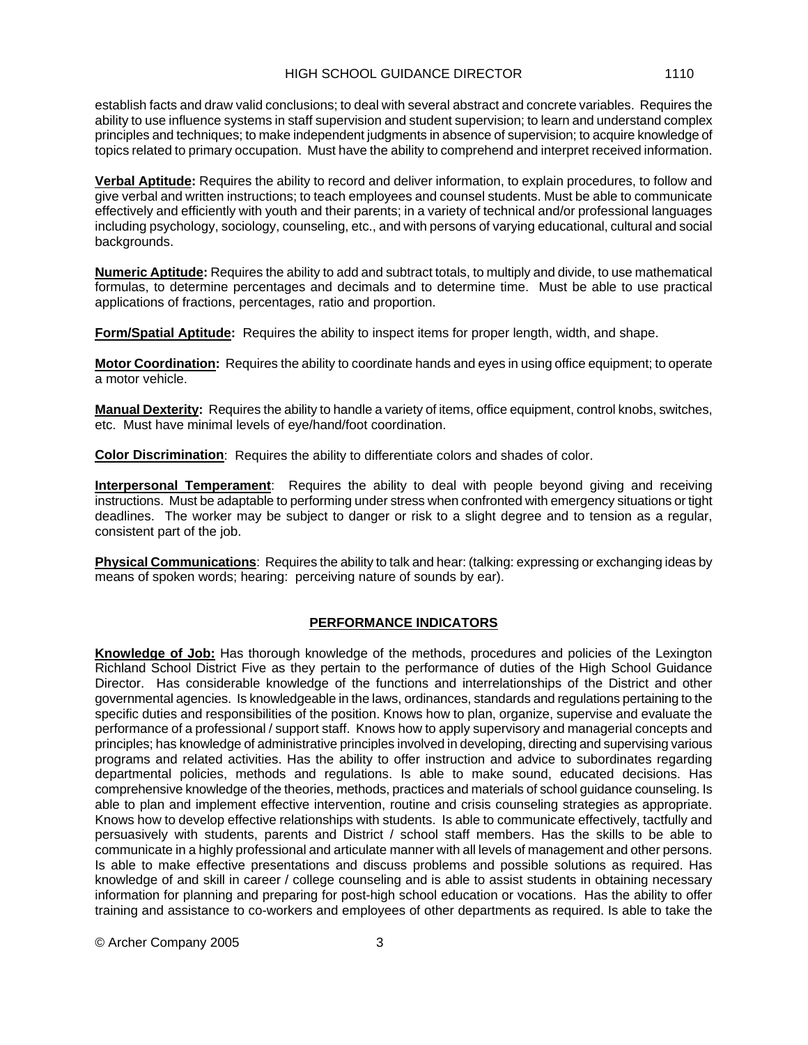establish facts and draw valid conclusions; to deal with several abstract and concrete variables. Requires the ability to use influence systems in staff supervision and student supervision; to learn and understand complex principles and techniques; to make independent judgments in absence of supervision; to acquire knowledge of topics related to primary occupation. Must have the ability to comprehend and interpret received information.

**Verbal Aptitude:** Requires the ability to record and deliver information, to explain procedures, to follow and give verbal and written instructions; to teach employees and counsel students. Must be able to communicate effectively and efficiently with youth and their parents; in a variety of technical and/or professional languages including psychology, sociology, counseling, etc., and with persons of varying educational, cultural and social backgrounds.

**Numeric Aptitude:** Requires the ability to add and subtract totals, to multiply and divide, to use mathematical formulas, to determine percentages and decimals and to determine time. Must be able to use practical applications of fractions, percentages, ratio and proportion.

**Form/Spatial Aptitude:** Requires the ability to inspect items for proper length, width, and shape.

**Motor Coordination:** Requires the ability to coordinate hands and eyes in using office equipment; to operate a motor vehicle.

**Manual Dexterity:** Requires the ability to handle a variety of items, office equipment, control knobs, switches, etc. Must have minimal levels of eye/hand/foot coordination.

**Color Discrimination**: Requires the ability to differentiate colors and shades of color.

**Interpersonal Temperament**: Requires the ability to deal with people beyond giving and receiving instructions. Must be adaptable to performing under stress when confronted with emergency situations or tight deadlines. The worker may be subject to danger or risk to a slight degree and to tension as a regular, consistent part of the job.

**Physical Communications**: Requires the ability to talk and hear: (talking: expressing or exchanging ideas by means of spoken words; hearing: perceiving nature of sounds by ear).

## PERFORMANCE INDICATORS

**Knowledge of Job:** Has thorough knowledge of the methods, procedures and policies of the Lexington Richland School District Five as they pertain to the performance of duties of the High School Guidance Director. Has considerable knowledge of the functions and interrelationships of the District and other governmental agencies. Is knowledgeable in the laws, ordinances, standards and regulations pertaining to the specific duties and responsibilities of the position. Knows how to plan, organize, supervise and evaluate the performance of a professional / support staff. Knows how to apply supervisory and managerial concepts and principles; has knowledge of administrative principles involved in developing, directing and supervising various programs and related activities. Has the ability to offer instruction and advice to subordinates regarding departmental policies, methods and regulations. Is able to make sound, educated decisions. Has comprehensive knowledge of the theories, methods, practices and materials of school guidance counseling. Is able to plan and implement effective intervention, routine and crisis counseling strategies as appropriate. Knows how to develop effective relationships with students. Is able to communicate effectively, tactfully and persuasively with students, parents and District / school staff members. Has the skills to be able to communicate in a highly professional and articulate manner with all levels of management and other persons. Is able to make effective presentations and discuss problems and possible solutions as required. Has knowledge of and skill in career / college counseling and is able to assist students in obtaining necessary information for planning and preparing for post-high school education or vocations. Has the ability to offer training and assistance to co-workers and employees of other departments as required. Is able to take the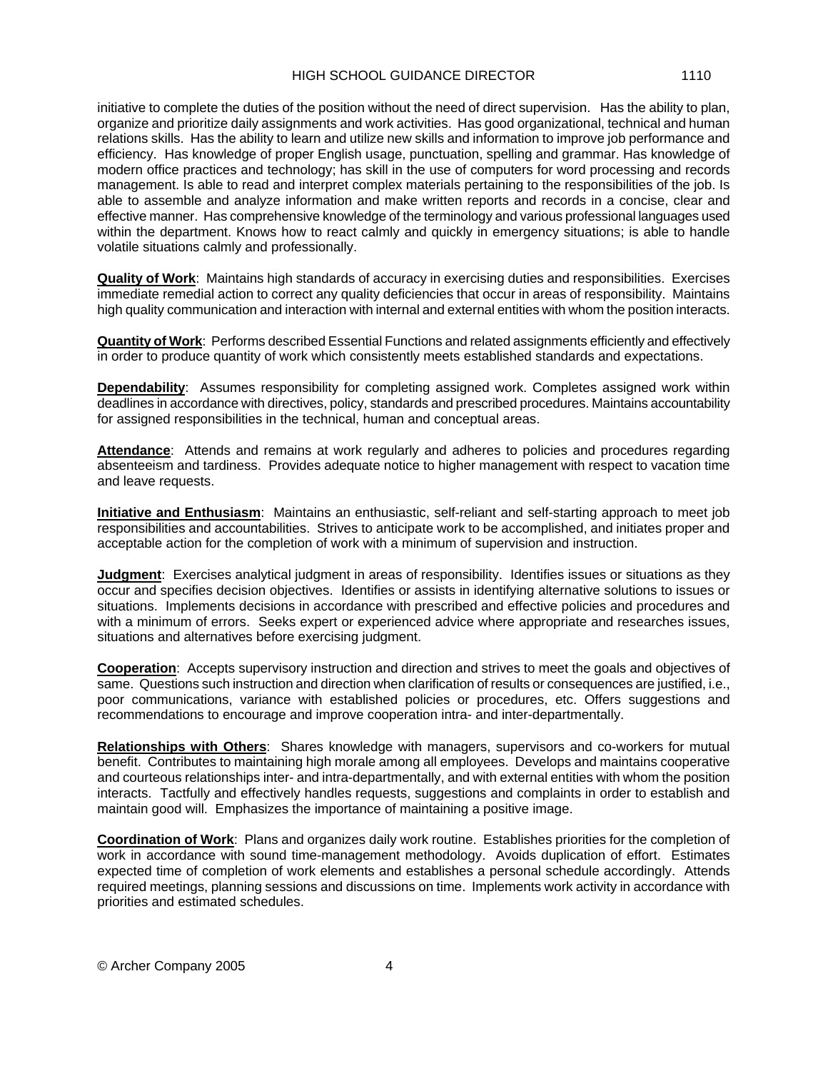initiative to complete the duties of the position without the need of direct supervision. Has the ability to plan, organize and prioritize daily assignments and work activities. Has good organizational, technical and human relations skills. Has the ability to learn and utilize new skills and information to improve job performance and efficiency. Has knowledge of proper English usage, punctuation, spelling and grammar. Has knowledge of modern office practices and technology; has skill in the use of computers for word processing and records management. Is able to read and interpret complex materials pertaining to the responsibilities of the job. Is able to assemble and analyze information and make written reports and records in a concise, clear and effective manner. Has comprehensive knowledge of the terminology and various professional languages used within the department. Knows how to react calmly and quickly in emergency situations; is able to handle volatile situations calmly and professionally.

**Quality of Work**: Maintains high standards of accuracy in exercising duties and responsibilities. Exercises immediate remedial action to correct any quality deficiencies that occur in areas of responsibility. Maintains high quality communication and interaction with internal and external entities with whom the position interacts.

**Quantity of Work**: Performs described Essential Functions and related assignments efficiently and effectively in order to produce quantity of work which consistently meets established standards and expectations.

**Dependability**: Assumes responsibility for completing assigned work. Completes assigned work within deadlines in accordance with directives, policy, standards and prescribed procedures. Maintains accountability for assigned responsibilities in the technical, human and conceptual areas.

**Attendance**: Attends and remains at work regularly and adheres to policies and procedures regarding absenteeism and tardiness. Provides adequate notice to higher management with respect to vacation time and leave requests.

**Initiative and Enthusiasm**: Maintains an enthusiastic, self-reliant and self-starting approach to meet job responsibilities and accountabilities. Strives to anticipate work to be accomplished, and initiates proper and acceptable action for the completion of work with a minimum of supervision and instruction.

**Judgment**: Exercises analytical judgment in areas of responsibility. Identifies issues or situations as they occur and specifies decision objectives. Identifies or assists in identifying alternative solutions to issues or situations. Implements decisions in accordance with prescribed and effective policies and procedures and with a minimum of errors. Seeks expert or experienced advice where appropriate and researches issues, situations and alternatives before exercising judgment.

**Cooperation**: Accepts supervisory instruction and direction and strives to meet the goals and objectives of same. Questions such instruction and direction when clarification of results or consequences are justified, i.e., poor communications, variance with established policies or procedures, etc. Offers suggestions and recommendations to encourage and improve cooperation intra- and inter-departmentally.

**Relationships with Others**: Shares knowledge with managers, supervisors and co-workers for mutual benefit. Contributes to maintaining high morale among all employees. Develops and maintains cooperative and courteous relationships inter- and intra-departmentally, and with external entities with whom the position interacts. Tactfully and effectively handles requests, suggestions and complaints in order to establish and maintain good will. Emphasizes the importance of maintaining a positive image.

**Coordination of Work**: Plans and organizes daily work routine. Establishes priorities for the completion of work in accordance with sound time-management methodology. Avoids duplication of effort. Estimates expected time of completion of work elements and establishes a personal schedule accordingly. Attends required meetings, planning sessions and discussions on time. Implements work activity in accordance with priorities and estimated schedules.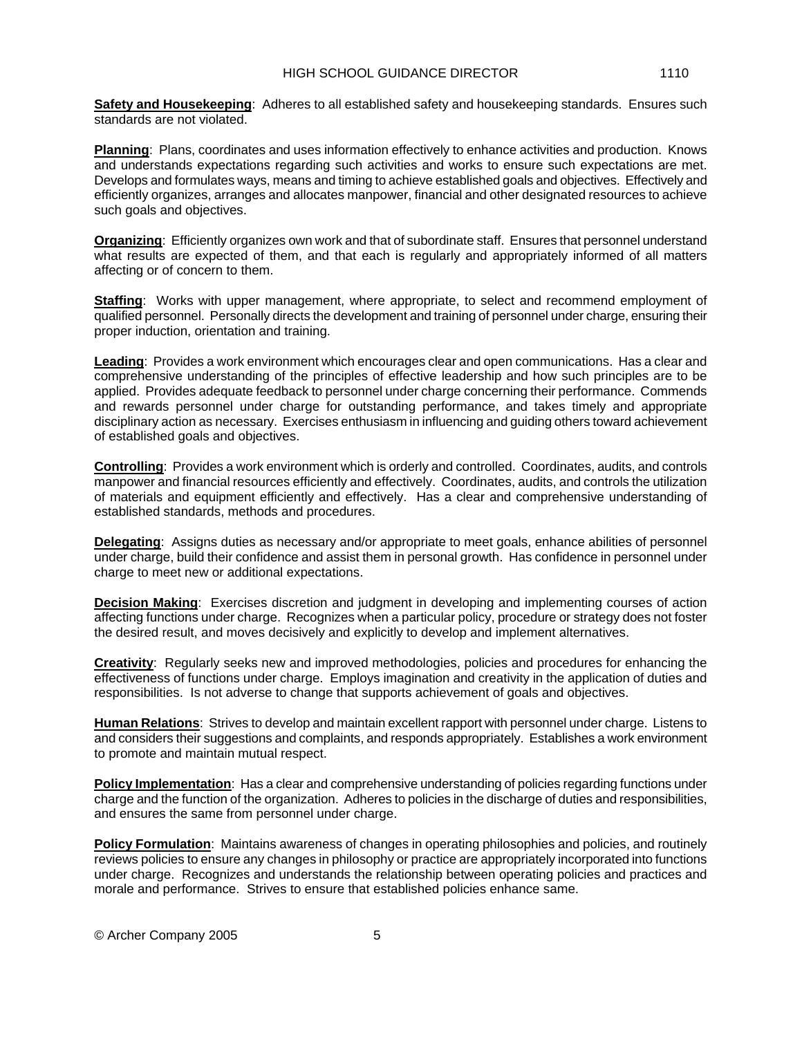**Safety and Housekeeping**: Adheres to all established safety and housekeeping standards. Ensures such standards are not violated.

**Planning**: Plans, coordinates and uses information effectively to enhance activities and production. Knows and understands expectations regarding such activities and works to ensure such expectations are met. Develops and formulates ways, means and timing to achieve established goals and objectives. Effectively and efficiently organizes, arranges and allocates manpower, financial and other designated resources to achieve such goals and objectives.

**Organizing**: Efficiently organizes own work and that of subordinate staff. Ensures that personnel understand what results are expected of them, and that each is regularly and appropriately informed of all matters affecting or of concern to them.

**Staffing**: Works with upper management, where appropriate, to select and recommend employment of qualified personnel. Personally directs the development and training of personnel under charge, ensuring their proper induction, orientation and training.

**Leading**: Provides a work environment which encourages clear and open communications. Has a clear and comprehensive understanding of the principles of effective leadership and how such principles are to be applied. Provides adequate feedback to personnel under charge concerning their performance. Commends and rewards personnel under charge for outstanding performance, and takes timely and appropriate disciplinary action as necessary. Exercises enthusiasm in influencing and guiding others toward achievement of established goals and objectives.

**Controlling**: Provides a work environment which is orderly and controlled. Coordinates, audits, and controls manpower and financial resources efficiently and effectively. Coordinates, audits, and controls the utilization of materials and equipment efficiently and effectively. Has a clear and comprehensive understanding of established standards, methods and procedures.

**Delegating**: Assigns duties as necessary and/or appropriate to meet goals, enhance abilities of personnel under charge, build their confidence and assist them in personal growth. Has confidence in personnel under charge to meet new or additional expectations.

**Decision Making**: Exercises discretion and judgment in developing and implementing courses of action affecting functions under charge. Recognizes when a particular policy, procedure or strategy does not foster the desired result, and moves decisively and explicitly to develop and implement alternatives.

**Creativity**: Regularly seeks new and improved methodologies, policies and procedures for enhancing the effectiveness of functions under charge. Employs imagination and creativity in the application of duties and responsibilities. Is not adverse to change that supports achievement of goals and objectives.

**Human Relations**: Strives to develop and maintain excellent rapport with personnel under charge. Listens to and considers their suggestions and complaints, and responds appropriately. Establishes a work environment to promote and maintain mutual respect.

**Policy Implementation**: Has a clear and comprehensive understanding of policies regarding functions under charge and the function of the organization. Adheres to policies in the discharge of duties and responsibilities, and ensures the same from personnel under charge.

**Policy Formulation**: Maintains awareness of changes in operating philosophies and policies, and routinely reviews policies to ensure any changes in philosophy or practice are appropriately incorporated into functions under charge. Recognizes and understands the relationship between operating policies and practices and morale and performance. Strives to ensure that established policies enhance same.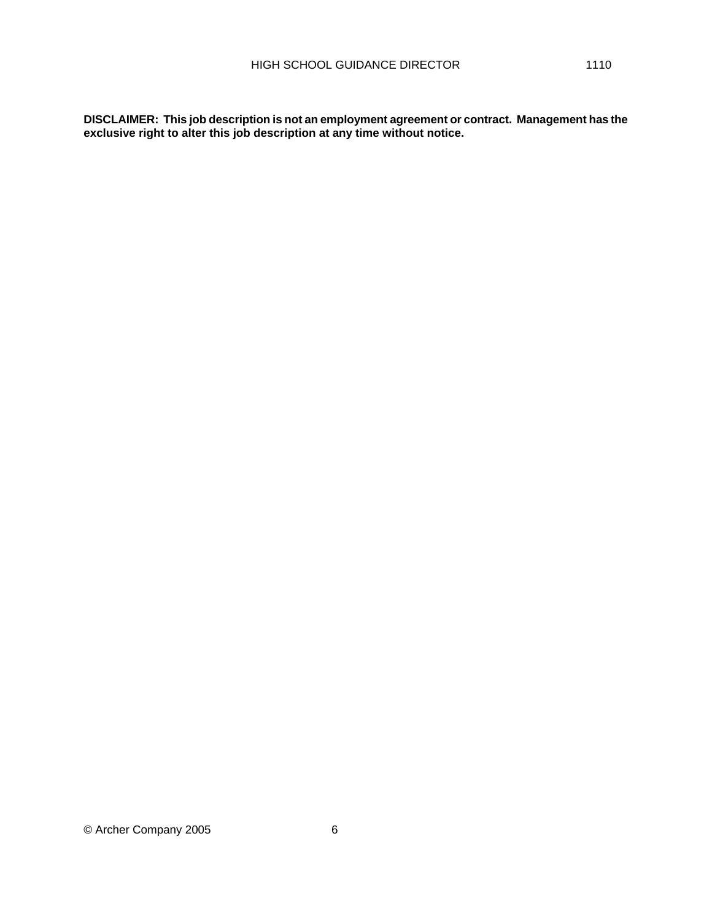**DISCLAIMER: This job description is not an employment agreement or contract. Management has the exclusive right to alter this job description at any time without notice.**